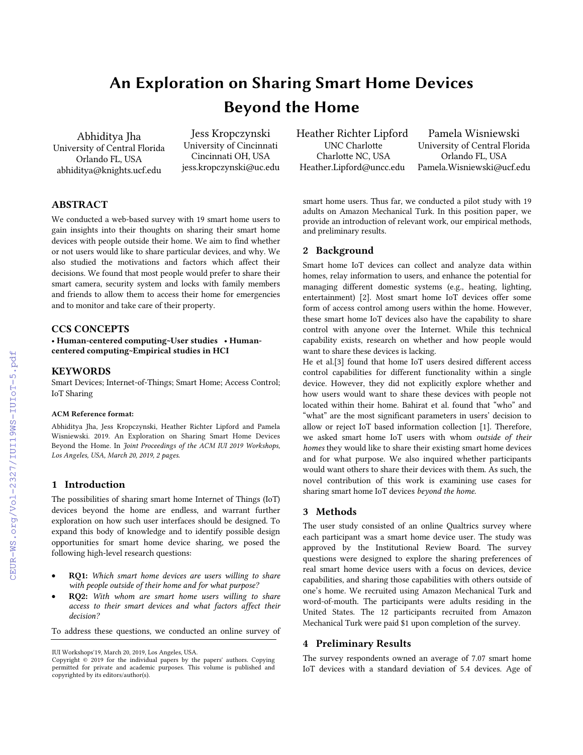# An Exploration on Sharing Smart Home Devices Beyond the Home

Abhiditya Jha
University of Central Florida
Orlando FL, USA
abhiditya@knights.ucf.edu

Jess Kropczynski
University of Cincinnati
Cincinnati OH, USA
jess.kropczynski@uc.edu

Heather Richter Lipford
UNC Charlotte
Charlotte NC, USA
Heather.Lipford@uncc.edu

Pamela Wisniewski
University of Central Florida
Orlando FL, USA
Pamela.Wisniewski@ucf.edu

## ABSTRACT

We conducted a web-based survey with 19 smart home users to gain insights into their thoughts on sharing their smart home devices with people outside their home. We aim to find whether or not users would like to share particular devices, and why. We also studied the motivations and factors which affect their decisions. We found that most people would prefer to share their smart camera, security system and locks with family members and friends to allow them to access their home for emergencies and to monitor and take care of their property.

## CCS CONCEPTS

**• Human-centered computing~User studies • Human-centered computing~Empirical studies in HCI**

## KEYWORDS

Smart Devices; Internet-of-Things; Smart Home; Access Control; IoT Sharing

**ACM Reference format:**

Abhiditya Jha, Jess Kropczynski, Heather Richter Lipford and Pamela Wisniewski. 2019. An Exploration on Sharing Smart Home Devices Beyond the Home. In *Joint Proceedings of the ACM IUI 2019 Workshops, Los Angeles, USA, March 20, 2019, 2 pages.*

## 1 Introduction

The possibilities of sharing smart home Internet of Things (IoT) devices beyond the home are endless, and warrant further exploration on how such user interfaces should be designed. To expand this body of knowledge and to identify possible design opportunities for smart home device sharing, we posed the following high-level research questions:

- **RQ1:** *Which smart home devices are users willing to share with people outside of their home and for what purpose?*
- **RQ2:** *With whom are smart home users willing to share access to their smart devices and what factors affect their decision?*

To address these questions, we conducted an online survey of smart home users. Thus far, we conducted a pilot study with 19 adults on Amazon Mechanical Turk. In this position paper, we provide an introduction of relevant work, our empirical methods, and preliminary results.

## 2 Background

Smart home IoT devices can collect and analyze data within homes, relay information to users, and enhance the potential for managing different domestic systems (e.g., heating, lighting, entertainment) [2]. Most smart home IoT devices offer some form of access control among users within the home. However, these smart home IoT devices also have the capability to share control with anyone over the Internet. While this technical capability exists, research on whether and how people would want to share these devices is lacking.

He et al.[3] found that home IoT users desired different access control capabilities for different functionality within a single device. However, they did not explicitly explore whether and how users would want to share these devices with people not located within their home. Bahirat et al. found that "who" and "what" are the most significant parameters in users' decision to allow or reject IoT based information collection [1]. Therefore, we asked smart home IoT users with whom *outside of their homes* they would like to share their existing smart home devices and for what purpose. We also inquired whether participants would want others to share their devices with them. As such, the novel contribution of this work is examining use cases for sharing smart home IoT devices *beyond the home.*

## 3 Methods

The user study consisted of an online Qualtrics survey where each participant was a smart home device user. The study was approved by the Institutional Review Board. The survey questions were designed to explore the sharing preferences of real smart home device users with a focus on devices, device capabilities, and sharing those capabilities with others outside of one's home. We recruited using Amazon Mechanical Turk and word-of-mouth. The participants were adults residing in the United States. The 12 participants recruited from Amazon Mechanical Turk were paid $1 upon completion of the survey.

## 4 Preliminary Results

The survey respondents owned an average of 7.07 smart home IoT devices with a standard deviation of 5.4 devices. Age of

IUI Workshops'19, March 20, 2019, Los Angeles, USA.
Copyright © 2019 for the individual papers by the papers' authors. Copying permitted for private and academic purposes. This volume is published and copyrighted by its editors/author(s).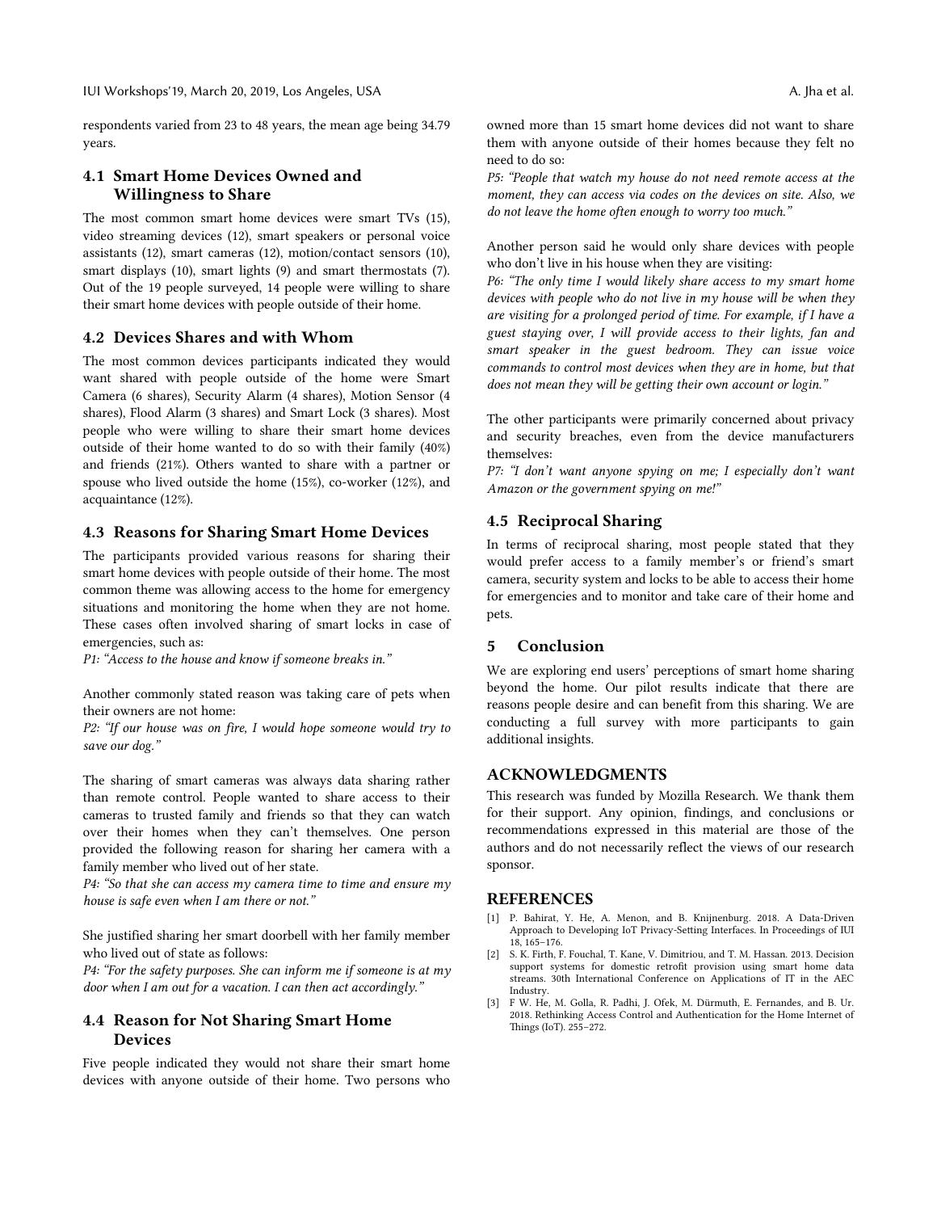respondents varied from 23 to 48 years, the mean age being 34.79 years.

### 4.1 Smart Home Devices Owned and Willingness to Share

The most common smart home devices were smart TVs (15), video streaming devices (12), smart speakers or personal voice assistants (12), smart cameras (12), motion/contact sensors (10), smart displays (10), smart lights (9) and smart thermostats (7). Out of the 19 people surveyed, 14 people were willing to share their smart home devices with people outside of their home.

### 4.2 Devices Shares and with Whom

The most common devices participants indicated they would want shared with people outside of the home were Smart Camera (6 shares), Security Alarm (4 shares), Motion Sensor (4 shares), Flood Alarm (3 shares) and Smart Lock (3 shares). Most people who were willing to share their smart home devices outside of their home wanted to do so with their family (40%) and friends (21%). Others wanted to share with a partner or spouse who lived outside the home (15%), co-worker (12%), and acquaintance (12%).

### 4.3 Reasons for Sharing Smart Home Devices

The participants provided various reasons for sharing their smart home devices with people outside of their home. The most common theme was allowing access to the home for emergency situations and monitoring the home when they are not home. These cases often involved sharing of smart locks in case of emergencies, such as:

*P1: "Access to the house and know if someone breaks in."*

Another commonly stated reason was taking care of pets when their owners are not home:

*P2: "If our house was on fire, I would hope someone would try to save our dog."*

The sharing of smart cameras was always data sharing rather than remote control. People wanted to share access to their cameras to trusted family and friends so that they can watch over their homes when they can't themselves. One person provided the following reason for sharing her camera with a family member who lived out of her state.

*P4: "So that she can access my camera time to time and ensure my house is safe even when I am there or not."*

She justified sharing her smart doorbell with her family member who lived out of state as follows:

*P4: "For the safety purposes. She can inform me if someone is at my door when I am out for a vacation. I can then act accordingly."*

### 4.4 Reason for Not Sharing Smart Home Devices

Five people indicated they would not share their smart home devices with anyone outside of their home. Two persons who owned more than 15 smart home devices did not want to share them with anyone outside of their homes because they felt no need to do so:

*P5: "People that watch my house do not need remote access at the moment, they can access via codes on the devices on site. Also, we do not leave the home often enough to worry too much."*

Another person said he would only share devices with people who don't live in his house when they are visiting:

*P6: "The only time I would likely share access to my smart home devices with people who do not live in my house will be when they are visiting for a prolonged period of time. For example, if I have a guest staying over, I will provide access to their lights, fan and smart speaker in the guest bedroom. They can issue voice commands to control most devices when they are in home, but that does not mean they will be getting their own account or login."*

The other participants were primarily concerned about privacy and security breaches, even from the device manufacturers themselves:

*P7: "I don't want anyone spying on me; I especially don't want Amazon or the government spying on me!"*

### 4.5 Reciprocal Sharing

In terms of reciprocal sharing, most people stated that they would prefer access to a family member's or friend's smart camera, security system and locks to be able to access their home for emergencies and to monitor and take care of their home and pets.

## 5 Conclusion

We are exploring end users' perceptions of smart home sharing beyond the home. Our pilot results indicate that there are reasons people desire and can benefit from this sharing. We are conducting a full survey with more participants to gain additional insights.

## ACKNOWLEDGMENTS

This research was funded by Mozilla Research. We thank them for their support. Any opinion, findings, and conclusions or recommendations expressed in this material are those of the authors and do not necessarily reflect the views of our research sponsor.

## REFERENCES

[1] P. Bahirat, Y. He, A. Menon, and B. Knijnenburg. 2018. A Data-Driven Approach to Developing IoT Privacy-Setting Interfaces. In Proceedings of IUI 18, 165–176.

[2] S. K. Firth, F. Fouchal, T. Kane, V. Dimitriou, and T. M. Hassan. 2013. Decision support systems for domestic retrofit provision using smart home data streams. 30th International Conference on Applications of IT in the AEC Industry.

[3] F W. He, M. Golla, R. Padhi, J. Ofek, M. Dürmuth, E. Fernandes, and B. Ur. 2018. Rethinking Access Control and Authentication for the Home Internet of Things (IoT). 255–272.